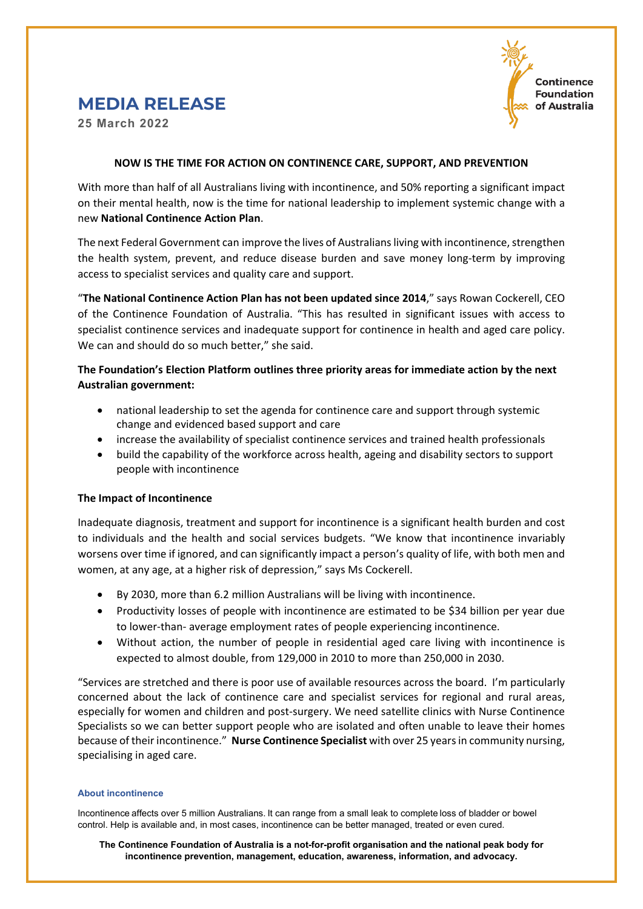Continence Foundation of Australia

# MEDIA RELEASE

**25 March 2022**

## NOW IS THE TIME FOR ACTION ON CONTINENCE CARE, SUPPORT, AND PREVENTION

With more than half of all Australians living with incontinence, and 50% reporting a significant impact on their mental health, now is the time for national leadership to implement systemic change with a new **National Continence Action Plan**.

The next Federal Government can improve the lives of Australians living with incontinence, strengthen the health system, prevent, and reduce disease burden and save money long-term by improving access to specialist services and quality care and support.

"**The National Continence Action Plan has not been updated since 2014**," says Rowan Cockerell, CEO of the Continence Foundation of Australia. "This has resulted in significant issues with access to specialist continence services and inadequate support for continence in health and aged care policy. We can and should do so much better," she said.

**The Foundation's Election Platform outlines three priority areas for immediate action by the next Australian government:**

- national leadership to set the agenda for continence care and support through systemic change and evidenced based support and care
- increase the availability of specialist continence services and trained health professionals
- build the capability of the workforce across health, ageing and disability sectors to support people with incontinence

### The Impact of Incontinence

Inadequate diagnosis, treatment and support for incontinence is a significant health burden and cost to individuals and the health and social services budgets. "We know that incontinence invariably worsens over time if ignored, and can significantly impact a person's quality of life, with both men and women, at any age, at a higher risk of depression," says Ms Cockerell.

- By 2030, more than 6.2 million Australians will be living with incontinence.
- Productivity losses of people with incontinence are estimated to be $34 billion per year due to lower-than- average employment rates of people experiencing incontinence.
- Without action, the number of people in residential aged care living with incontinence is expected to almost double, from 129,000 in 2010 to more than 250,000 in 2030.

"Services are stretched and there is poor use of available resources across the board. I'm particularly concerned about the lack of continence care and specialist services for regional and rural areas, especially for women and children and post-surgery. We need satellite clinics with Nurse Continence Specialists so we can better support people who are isolated and often unable to leave their homes because of their incontinence." **Nurse Continence Specialist** with over 25 years in community nursing, specialising in aged care.

#### About incontinence

Incontinence affects over 5 million Australians. It can range from a small leak to complete loss of bladder or bowel control. Help is available and, in most cases, incontinence can be better managed, treated or even cured.

**The Continence Foundation of Australia is a not-for-profit organisation and the national peak body for incontinence prevention, management, education, awareness, information, and advocacy.**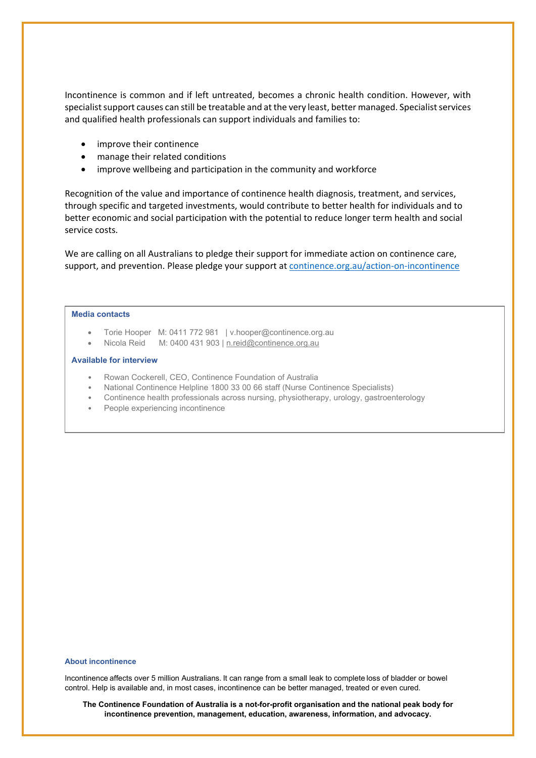Incontinence is common and if left untreated, becomes a chronic health condition. However, with specialist support causes can still be treatable and at the very least, better managed. Specialist services and qualified health professionals can support individuals and families to:

- improve their continence
- manage their related conditions
- improve wellbeing and participation in the community and workforce

Recognition of the value and importance of continence health diagnosis, treatment, and services, through specific and targeted investments, would contribute to better health for individuals and to better economic and social participation with the potential to reduce longer term health and social service costs.

We are calling on all Australians to pledge their support for immediate action on continence care, support, and prevention. Please pledge your support at continence.org.au/action-on-incontinence

**Media contacts**

- Torie Hooper M: 0411 772 981 | v.hooper@continence.org.au
- Nicola Reid M: 0400 431 903 | n.reid@continence.org.au

**Available for interview**

- Rowan Cockerell, CEO, Continence Foundation of Australia
- National Continence Helpline 1800 33 00 66 staff (Nurse Continence Specialists)
- Continence health professionals across nursing, physiotherapy, urology, gastroenterology
- People experiencing incontinence

**About incontinence**

Incontinence affects over 5 million Australians. It can range from a small leak to complete loss of bladder or bowel control. Help is available and, in most cases, incontinence can be better managed, treated or even cured.

**The Continence Foundation of Australia is a not-for-profit organisation and the national peak body for incontinence prevention, management, education, awareness, information, and advocacy.**